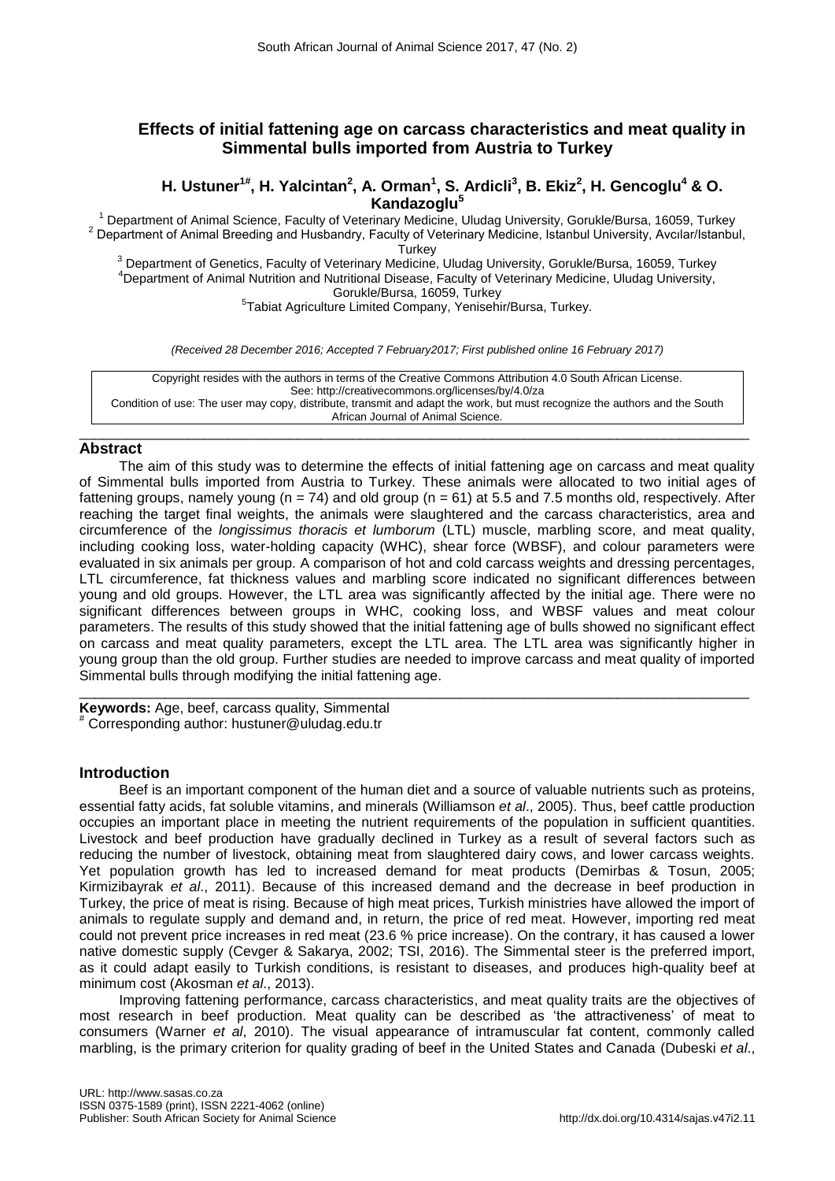# Effects of initial fattening age on carcass characteristics and meat quality in Simmental bulls imported from Austria to Turkey

**H. Ustuner[1#], H. Yalcintan[2], A. Orman[1], S. Ardicli[3], B. Ekiz[2], H. Gencoglu[4] & O. Kandazoglu[5]**

[1] Department of Animal Science, Faculty of Veterinary Medicine, Uludag University, Gorukle/Bursa, 16059, Turkey
[2] Department of Animal Breeding and Husbandry, Faculty of Veterinary Medicine, Istanbul University, Avcılar/Istanbul, Turkey
[3] Department of Genetics, Faculty of Veterinary Medicine, Uludag University, Gorukle/Bursa, 16059, Turkey
[4] Department of Animal Nutrition and Nutritional Disease, Faculty of Veterinary Medicine, Uludag University, Gorukle/Bursa, 16059, Turkey
[5] Tabiat Agriculture Limited Company, Yenisehir/Bursa, Turkey.

*(Received 28 December 2016; Accepted 7 February2017; First published online 16 February 2017)*

Copyright resides with the authors in terms of the Creative Commons Attribution 4.0 South African License.
See: http://creativecommons.org/licenses/by/4.0/za
Condition of use: The user may copy, distribute, transmit and adapt the work, but must recognize the authors and the South African Journal of Animal Science.

## Abstract

The aim of this study was to determine the effects of initial fattening age on carcass and meat quality of Simmental bulls imported from Austria to Turkey. These animals were allocated to two initial ages of fattening groups, namely young (n = 74) and old group (n = 61) at 5.5 and 7.5 months old, respectively. After reaching the target final weights, the animals were slaughtered and the carcass characteristics, area and circumference of the *longissimus thoracis et lumborum* (LTL) muscle, marbling score, and meat quality, including cooking loss, water-holding capacity (WHC), shear force (WBSF), and colour parameters were evaluated in six animals per group. A comparison of hot and cold carcass weights and dressing percentages, LTL circumference, fat thickness values and marbling score indicated no significant differences between young and old groups. However, the LTL area was significantly affected by the initial age. There were no significant differences between groups in WHC, cooking loss, and WBSF values and meat colour parameters. The results of this study showed that the initial fattening age of bulls showed no significant effect on carcass and meat quality parameters, except the LTL area. The LTL area was significantly higher in young group than the old group. Further studies are needed to improve carcass and meat quality of imported Simmental bulls through modifying the initial fattening age.

**Keywords:** Age, beef, carcass quality, Simmental
[#] Corresponding author: hustuner@uludag.edu.tr

## Introduction

Beef is an important component of the human diet and a source of valuable nutrients such as proteins, essential fatty acids, fat soluble vitamins, and minerals (Williamson *et al*., 2005). Thus, beef cattle production occupies an important place in meeting the nutrient requirements of the population in sufficient quantities. Livestock and beef production have gradually declined in Turkey as a result of several factors such as reducing the number of livestock, obtaining meat from slaughtered dairy cows, and lower carcass weights. Yet population growth has led to increased demand for meat products (Demirbas & Tosun, 2005; Kirmizibayrak *et al*., 2011). Because of this increased demand and the decrease in beef production in Turkey, the price of meat is rising. Because of high meat prices, Turkish ministries have allowed the import of animals to regulate supply and demand and, in return, the price of red meat. However, importing red meat could not prevent price increases in red meat (23.6 % price increase). On the contrary, it has caused a lower native domestic supply (Cevger & Sakarya, 2002; TSI, 2016). The Simmental steer is the preferred import, as it could adapt easily to Turkish conditions, is resistant to diseases, and produces high-quality beef at minimum cost (Akosman *et al*., 2013).

Improving fattening performance, carcass characteristics, and meat quality traits are the objectives of most research in beef production. Meat quality can be described as 'the attractiveness' of meat to consumers (Warner *et al*, 2010). The visual appearance of intramuscular fat content, commonly called marbling, is the primary criterion for quality grading of beef in the United States and Canada (Dubeski *et al*.,

URL: http://www.sasas.co.za
ISSN 0375-1589 (print), ISSN 2221-4062 (online)
Publisher: South African Society for Animal Science
http://dx.doi.org/10.4314/sajas.v47i2.11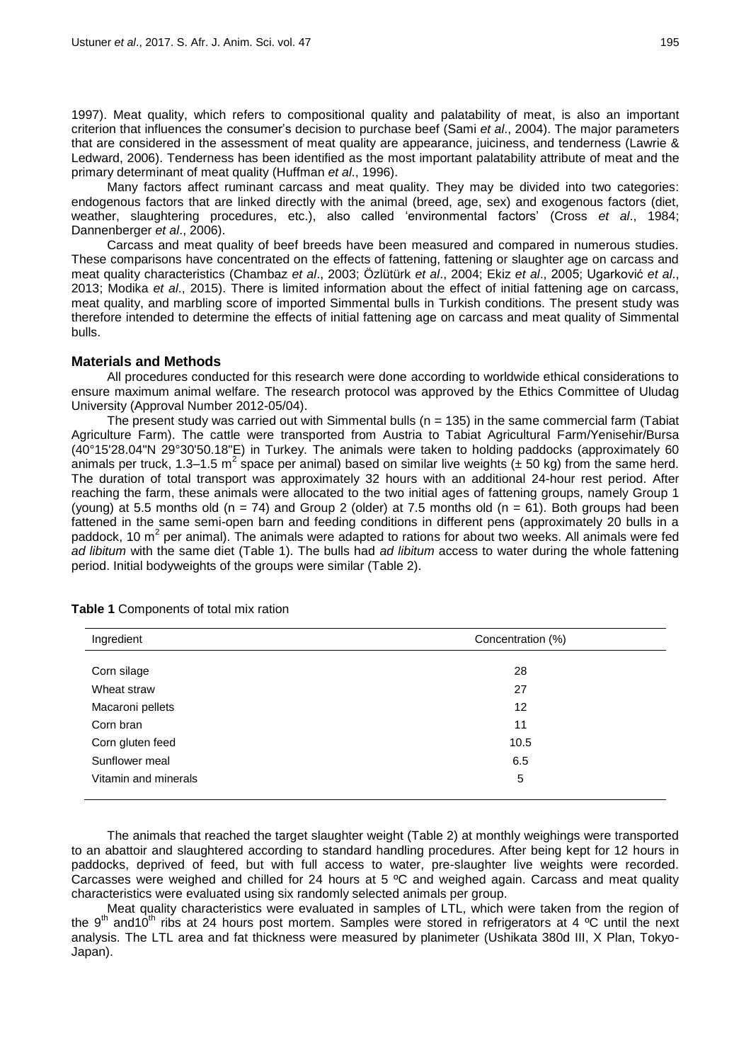1997). Meat quality, which refers to compositional quality and palatability of meat, is also an important criterion that influences the consumer's decision to purchase beef (Sami *et al*., 2004). The major parameters that are considered in the assessment of meat quality are appearance, juiciness, and tenderness (Lawrie & Ledward, 2006). Tenderness has been identified as the most important palatability attribute of meat and the primary determinant of meat quality (Huffman *et al*., 1996).

Many factors affect ruminant carcass and meat quality. They may be divided into two categories: endogenous factors that are linked directly with the animal (breed, age, sex) and exogenous factors (diet, weather, slaughtering procedures, etc.), also called 'environmental factors' (Cross *et al*., 1984; Dannenberger *et al*., 2006).

Carcass and meat quality of beef breeds have been measured and compared in numerous studies. These comparisons have concentrated on the effects of fattening, fattening or slaughter age on carcass and meat quality characteristics (Chambaz *et al*., 2003; Özlütürk *et al*., 2004; Ekiz *et al*., 2005; Ugarković *et al*., 2013; Modika *et al*., 2015). There is limited information about the effect of initial fattening age on carcass, meat quality, and marbling score of imported Simmental bulls in Turkish conditions. The present study was therefore intended to determine the effects of initial fattening age on carcass and meat quality of Simmental bulls.

## Materials and Methods

All procedures conducted for this research were done according to worldwide ethical considerations to ensure maximum animal welfare. The research protocol was approved by the Ethics Committee of Uludag University (Approval Number 2012-05/04).

The present study was carried out with Simmental bulls (n = 135) in the same commercial farm (Tabiat Agriculture Farm). The cattle were transported from Austria to Tabiat Agricultural Farm/Yenisehir/Bursa (40°15'28.04"N 29°30'50.18"E) in Turkey. The animals were taken to holding paddocks (approximately 60 animals per truck, 1.3–1.5 m$^2$ space per animal) based on similar live weights (± 50 kg) from the same herd. The duration of total transport was approximately 32 hours with an additional 24-hour rest period. After reaching the farm, these animals were allocated to the two initial ages of fattening groups, namely Group 1 (young) at 5.5 months old (n = 74) and Group 2 (older) at 7.5 months old (n = 61). Both groups had been fattened in the same semi-open barn and feeding conditions in different pens (approximately 20 bulls in a paddock, 10 m$^2$ per animal). The animals were adapted to rations for about two weeks. All animals were fed *ad libitum* with the same diet (Table 1). The bulls had *ad libitum* access to water during the whole fattening period. Initial bodyweights of the groups were similar (Table 2).

**Table 1** Components of total mix ration

| Ingredient | Concentration (%) |
|---|---|
| Corn silage | 28 |
| Wheat straw | 27 |
| Macaroni pellets | 12 |
| Corn bran | 11 |
| Corn gluten feed | 10.5 |
| Sunflower meal | 6.5 |
| Vitamin and minerals | 5 |

The animals that reached the target slaughter weight (Table 2) at monthly weighings were transported to an abattoir and slaughtered according to standard handling procedures. After being kept for 12 hours in paddocks, deprived of feed, but with full access to water, pre-slaughter live weights were recorded. Carcasses were weighed and chilled for 24 hours at 5 ºC and weighed again. Carcass and meat quality characteristics were evaluated using six randomly selected animals per group.

Meat quality characteristics were evaluated in samples of LTL, which were taken from the region of the 9$^{th}$ and10$^{th}$ ribs at 24 hours post mortem. Samples were stored in refrigerators at 4 ºC until the next analysis. The LTL area and fat thickness were measured by planimeter (Ushikata 380d III, X Plan, Tokyo-Japan).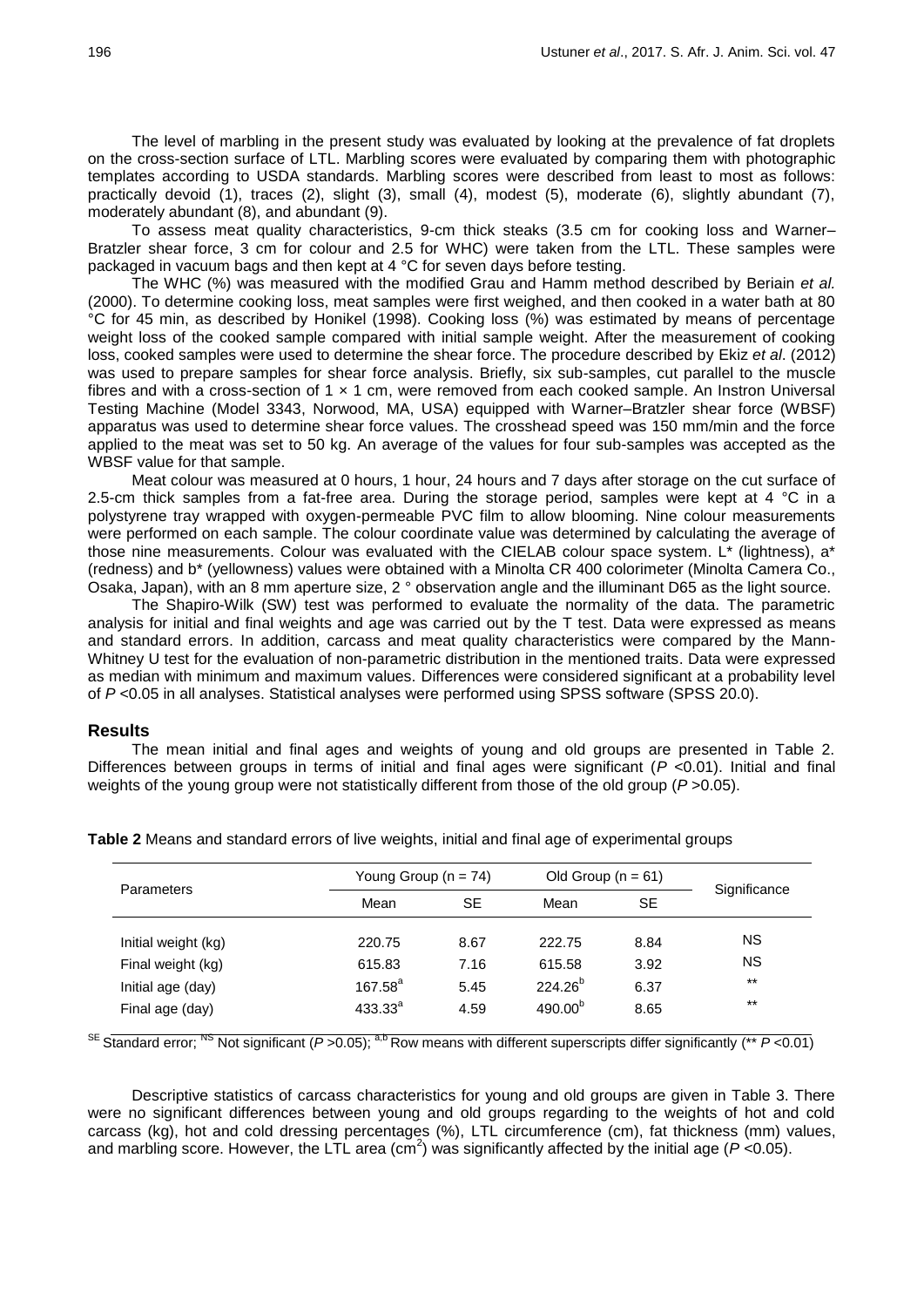The level of marbling in the present study was evaluated by looking at the prevalence of fat droplets on the cross-section surface of LTL. Marbling scores were evaluated by comparing them with photographic templates according to USDA standards. Marbling scores were described from least to most as follows: practically devoid (1), traces (2), slight (3), small (4), modest (5), moderate (6), slightly abundant (7), moderately abundant (8), and abundant (9).

To assess meat quality characteristics, 9-cm thick steaks (3.5 cm for cooking loss and Warner–Bratzler shear force, 3 cm for colour and 2.5 for WHC) were taken from the LTL. These samples were packaged in vacuum bags and then kept at 4 °C for seven days before testing.

The WHC (%) was measured with the modified Grau and Hamm method described by Beriain *et al.* (2000). To determine cooking loss, meat samples were first weighed, and then cooked in a water bath at 80 °C for 45 min, as described by Honikel (1998). Cooking loss (%) was estimated by means of percentage weight loss of the cooked sample compared with initial sample weight. After the measurement of cooking loss, cooked samples were used to determine the shear force. The procedure described by Ekiz *et al*. (2012) was used to prepare samples for shear force analysis. Briefly, six sub-samples, cut parallel to the muscle fibres and with a cross-section of 1 × 1 cm, were removed from each cooked sample. An Instron Universal Testing Machine (Model 3343, Norwood, MA, USA) equipped with Warner–Bratzler shear force (WBSF) apparatus was used to determine shear force values. The crosshead speed was 150 mm/min and the force applied to the meat was set to 50 kg. An average of the values for four sub-samples was accepted as the WBSF value for that sample.

Meat colour was measured at 0 hours, 1 hour, 24 hours and 7 days after storage on the cut surface of 2.5-cm thick samples from a fat-free area. During the storage period, samples were kept at 4 °C in a polystyrene tray wrapped with oxygen-permeable PVC film to allow blooming. Nine colour measurements were performed on each sample. The colour coordinate value was determined by calculating the average of those nine measurements. Colour was evaluated with the CIELAB colour space system. L* (lightness), a* (redness) and b* (yellowness) values were obtained with a Minolta CR 400 colorimeter (Minolta Camera Co., Osaka, Japan), with an 8 mm aperture size, 2 ° observation angle and the illuminant D65 as the light source.

The Shapiro-Wilk (SW) test was performed to evaluate the normality of the data. The parametric analysis for initial and final weights and age was carried out by the T test. Data were expressed as means and standard errors. In addition, carcass and meat quality characteristics were compared by the Mann-Whitney U test for the evaluation of non-parametric distribution in the mentioned traits. Data were expressed as median with minimum and maximum values. Differences were considered significant at a probability level of $P$ <0.05 in all analyses. Statistical analyses were performed using SPSS software (SPSS 20.0).

## Results

The mean initial and final ages and weights of young and old groups are presented in Table 2. Differences between groups in terms of initial and final ages were significant ($P$ <0.01). Initial and final weights of the young group were not statistically different from those of the old group ($P$ >0.05).

**Table 2** Means and standard errors of live weights, initial and final age of experimental groups

| Parameters | Young Group (n = 74) | | Old Group (n = 61) | | Significance |
|---|---|---|---|---|---|
| | Mean | SE | Mean | SE | |
| Initial weight (kg) | 220.75 | 8.67 | 222.75 | 8.84 | NS |
| Final weight (kg) | 615.83 | 7.16 | 615.58 | 3.92 | NS |
| Initial age (day) | 167.58[a] | 5.45 | 224.26[b] | 6.37 | ** |
| Final age (day) | 433.33[a] | 4.59 | 490.00[b] | 8.65 | ** |

[SE] Standard error; [NS] Not significant ($P$ >0.05); [a,b] Row means with different superscripts differ significantly (** $P$ <0.01)

Descriptive statistics of carcass characteristics for young and old groups are given in Table 3. There were no significant differences between young and old groups regarding to the weights of hot and cold carcass (kg), hot and cold dressing percentages (%), LTL circumference (cm), fat thickness (mm) values, and marbling score. However, the LTL area ($cm^2$) was significantly affected by the initial age ($P$ <0.05).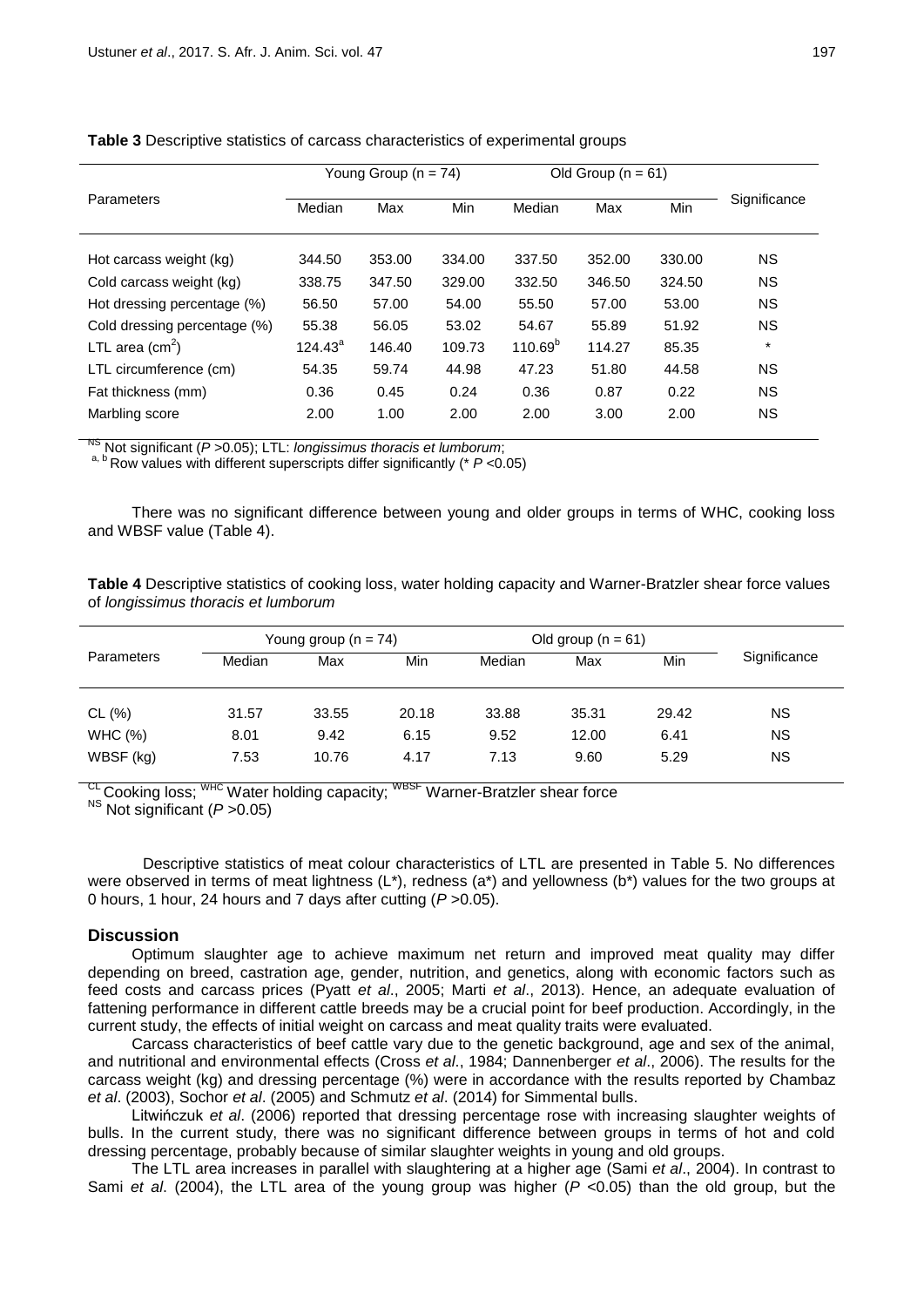**Table 3** Descriptive statistics of carcass characteristics of experimental groups

| Parameters | Young Group (n = 74) | | | Old Group (n = 61) | | | Significance |
|---|---|---|---|---|---|---|---|
| | Median | Max | Min | Median | Max | Min | |
| Hot carcass weight (kg) | 344.50 | 353.00 | 334.00 | 337.50 | 352.00 | 330.00 | NS |
| Cold carcass weight (kg) | 338.75 | 347.50 | 329.00 | 332.50 | 346.50 | 324.50 | NS |
| Hot dressing percentage (%) | 56.50 | 57.00 | 54.00 | 55.50 | 57.00 | 53.00 | NS |
| Cold dressing percentage (%) | 55.38 | 56.05 | 53.02 | 54.67 | 55.89 | 51.92 | NS |
| LTL area ($cm^2$) | $124.43^a$ | 146.40 | 109.73 | $110.69^b$ | 114.27 | 85.35 | * |
| LTL circumference (cm) | 54.35 | 59.74 | 44.98 | 47.23 | 51.80 | 44.58 | NS |
| Fat thickness (mm) | 0.36 | 0.45 | 0.24 | 0.36 | 0.87 | 0.22 | NS |
| Marbling score | 2.00 | 1.00 | 2.00 | 2.00 | 3.00 | 2.00 | NS |

[NS] Not significant ($P$ >0.05); LTL: *longissimus thoracis et lumborum*;
[a, b] Row values with different superscripts differ significantly (* $P$ <0.05)

There was no significant difference between young and older groups in terms of WHC, cooking loss and WBSF value (Table 4).

**Table 4** Descriptive statistics of cooking loss, water holding capacity and Warner-Bratzler shear force values of *longissimus thoracis et lumborum*

| Parameters | Young group (n = 74) | | | Old group (n = 61) | | | Significance |
|---|---|---|---|---|---|---|---|
| | Median | Max | Min | Median | Max | Min | |
| CL (%) | 31.57 | 33.55 | 20.18 | 33.88 | 35.31 | 29.42 | NS |
| WHC (%) | 8.01 | 9.42 | 6.15 | 9.52 | 12.00 | 6.41 | NS |
| WBSF (kg) | 7.53 | 10.76 | 4.17 | 7.13 | 9.60 | 5.29 | NS |

[CL] Cooking loss; [WHC] Water holding capacity; [WBSF] Warner-Bratzler shear force
[NS] Not significant ($P$ >0.05)

Descriptive statistics of meat colour characteristics of LTL are presented in Table 5. No differences were observed in terms of meat lightness (L*), redness (a*) and yellowness (b*) values for the two groups at 0 hours, 1 hour, 24 hours and 7 days after cutting ($P$ >0.05).

## Discussion

Optimum slaughter age to achieve maximum net return and improved meat quality may differ depending on breed, castration age, gender, nutrition, and genetics, along with economic factors such as feed costs and carcass prices (Pyatt *et al*., 2005; Marti *et al*., 2013). Hence, an adequate evaluation of fattening performance in different cattle breeds may be a crucial point for beef production. Accordingly, in the current study, the effects of initial weight on carcass and meat quality traits were evaluated.

Carcass characteristics of beef cattle vary due to the genetic background, age and sex of the animal, and nutritional and environmental effects (Cross *et al*., 1984; Dannenberger *et al*., 2006). The results for the carcass weight (kg) and dressing percentage (%) were in accordance with the results reported by Chambaz *et al*. (2003), Sochor *et al*. (2005) and Schmutz *et al*. (2014) for Simmental bulls.

Litwińczuk *et al*. (2006) reported that dressing percentage rose with increasing slaughter weights of bulls. In the current study, there was no significant difference between groups in terms of hot and cold dressing percentage, probably because of similar slaughter weights in young and old groups.

The LTL area increases in parallel with slaughtering at a higher age (Sami *et al*., 2004). In contrast to Sami *et al*. (2004), the LTL area of the young group was higher ($P$ <0.05) than the old group, but the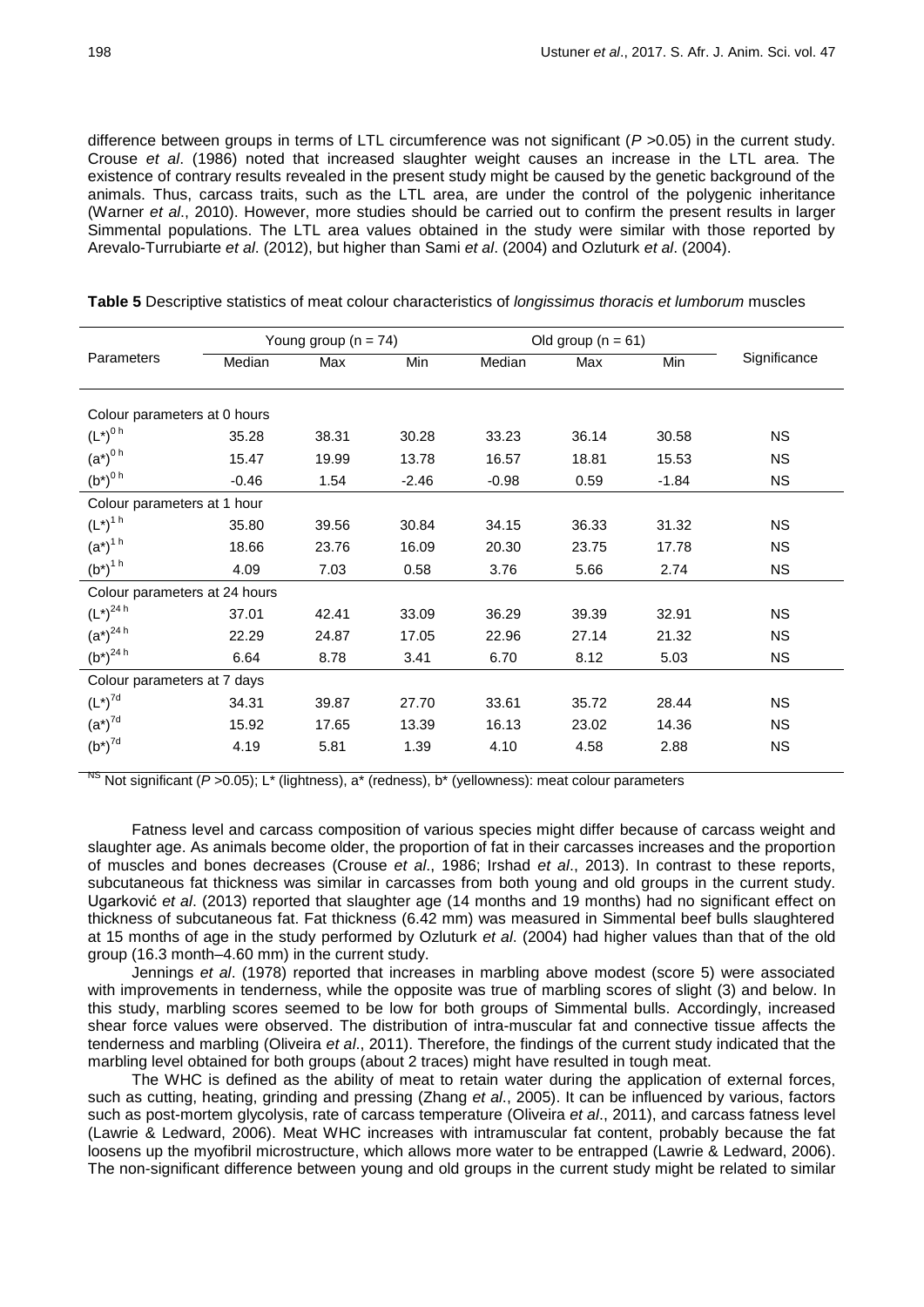difference between groups in terms of LTL circumference was not significant ($P$ >0.05) in the current study. Crouse *et al*. (1986) noted that increased slaughter weight causes an increase in the LTL area. The existence of contrary results revealed in the present study might be caused by the genetic background of the animals. Thus, carcass traits, such as the LTL area, are under the control of the polygenic inheritance (Warner *et al*., 2010). However, more studies should be carried out to confirm the present results in larger Simmental populations. The LTL area values obtained in the study were similar with those reported by Arevalo-Turrubiarte *et al*. (2012), but higher than Sami *et al*. (2004) and Ozluturk *et al*. (2004).

**Table 5** Descriptive statistics of meat colour characteristics of *longissimus thoracis et lumborum* muscles

| Parameters | Young group (n = 74) | | | Old group (n = 61) | | | Significance |
|---|---|---|---|---|---|---|---|
| | Median | Max | Min | Median | Max | Min | |
| Colour parameters at 0 hours | | | | | | | |
| $(L^*)^{0\,h}$ | 35.28 | 38.31 | 30.28 | 33.23 | 36.14 | 30.58 | NS |
| $(a^*)^{0\,h}$ | 15.47 | 19.99 | 13.78 | 16.57 | 18.81 | 15.53 | NS |
| $(b^*)^{0\,h}$ | -0.46 | 1.54 | -2.46 | -0.98 | 0.59 | -1.84 | NS |
| Colour parameters at 1 hour | | | | | | | |
| $(L^*)^{1\,h}$ | 35.80 | 39.56 | 30.84 | 34.15 | 36.33 | 31.32 | NS |
| $(a^*)^{1\,h}$ | 18.66 | 23.76 | 16.09 | 20.30 | 23.75 | 17.78 | NS |
| $(b^*)^{1\,h}$ | 4.09 | 7.03 | 0.58 | 3.76 | 5.66 | 2.74 | NS |
| Colour parameters at 24 hours | | | | | | | |
| $(L^*)^{24\,h}$ | 37.01 | 42.41 | 33.09 | 36.29 | 39.39 | 32.91 | NS |
| $(a^*)^{24\,h}$ | 22.29 | 24.87 | 17.05 | 22.96 | 27.14 | 21.32 | NS |
| $(b^*)^{24\,h}$ | 6.64 | 8.78 | 3.41 | 6.70 | 8.12 | 5.03 | NS |
| Colour parameters at 7 days | | | | | | | |
| $(L^*)^{7d}$ | 34.31 | 39.87 | 27.70 | 33.61 | 35.72 | 28.44 | NS |
| $(a^*)^{7d}$ | 15.92 | 17.65 | 13.39 | 16.13 | 23.02 | 14.36 | NS |
| $(b^*)^{7d}$ | 4.19 | 5.81 | 1.39 | 4.10 | 4.58 | 2.88 | NS |

NS Not significant ($P$ >0.05); L* (lightness), a* (redness), b* (yellowness): meat colour parameters

Fatness level and carcass composition of various species might differ because of carcass weight and slaughter age. As animals become older, the proportion of fat in their carcasses increases and the proportion of muscles and bones decreases (Crouse *et al*., 1986; Irshad *et al*., 2013). In contrast to these reports, subcutaneous fat thickness was similar in carcasses from both young and old groups in the current study. Ugarković *et al*. (2013) reported that slaughter age (14 months and 19 months) had no significant effect on thickness of subcutaneous fat. Fat thickness (6.42 mm) was measured in Simmental beef bulls slaughtered at 15 months of age in the study performed by Ozluturk *et al*. (2004) had higher values than that of the old group (16.3 month–4.60 mm) in the current study.

Jennings *et al*. (1978) reported that increases in marbling above modest (score 5) were associated with improvements in tenderness, while the opposite was true of marbling scores of slight (3) and below. In this study, marbling scores seemed to be low for both groups of Simmental bulls. Accordingly, increased shear force values were observed. The distribution of intra-muscular fat and connective tissue affects the tenderness and marbling (Oliveira *et al*., 2011). Therefore, the findings of the current study indicated that the marbling level obtained for both groups (about 2 traces) might have resulted in tough meat.

The WHC is defined as the ability of meat to retain water during the application of external forces, such as cutting, heating, grinding and pressing (Zhang *et al*., 2005). It can be influenced by various, factors such as post-mortem glycolysis, rate of carcass temperature (Oliveira *et al*., 2011), and carcass fatness level (Lawrie & Ledward, 2006). Meat WHC increases with intramuscular fat content, probably because the fat loosens up the myofibril microstructure, which allows more water to be entrapped (Lawrie & Ledward, 2006). The non-significant difference between young and old groups in the current study might be related to similar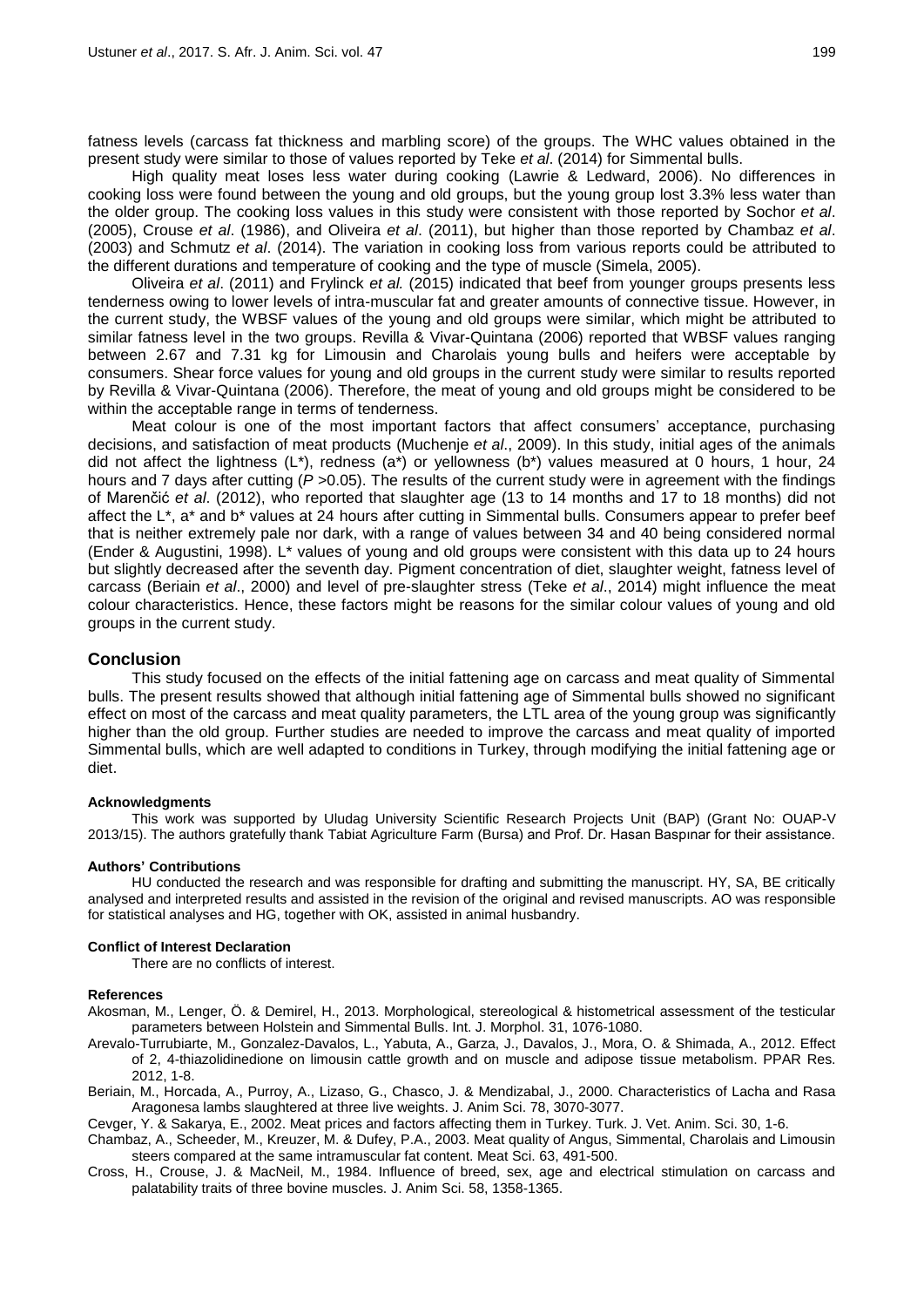fatness levels (carcass fat thickness and marbling score) of the groups. The WHC values obtained in the present study were similar to those of values reported by Teke *et al*. (2014) for Simmental bulls.

High quality meat loses less water during cooking (Lawrie & Ledward, 2006). No differences in cooking loss were found between the young and old groups, but the young group lost 3.3% less water than the older group. The cooking loss values in this study were consistent with those reported by Sochor *et al*. (2005), Crouse *et al*. (1986), and Oliveira *et al*. (2011), but higher than those reported by Chambaz *et al*. (2003) and Schmutz *et al*. (2014). The variation in cooking loss from various reports could be attributed to the different durations and temperature of cooking and the type of muscle (Simela, 2005).

Oliveira *et al*. (2011) and Frylinck *et al.* (2015) indicated that beef from younger groups presents less tenderness owing to lower levels of intra-muscular fat and greater amounts of connective tissue. However, in the current study, the WBSF values of the young and old groups were similar, which might be attributed to similar fatness level in the two groups. Revilla & Vivar-Quintana (2006) reported that WBSF values ranging between 2.67 and 7.31 kg for Limousin and Charolais young bulls and heifers were acceptable by consumers. Shear force values for young and old groups in the current study were similar to results reported by Revilla & Vivar-Quintana (2006). Therefore, the meat of young and old groups might be considered to be within the acceptable range in terms of tenderness.

Meat colour is one of the most important factors that affect consumers' acceptance, purchasing decisions, and satisfaction of meat products (Muchenje *et al*., 2009). In this study, initial ages of the animals did not affect the lightness (L\*), redness (a\*) or yellowness (b\*) values measured at 0 hours, 1 hour, 24 hours and 7 days after cutting ($P$ >0.05). The results of the current study were in agreement with the findings of Marenčić *et al*. (2012), who reported that slaughter age (13 to 14 months and 17 to 18 months) did not affect the L\*, a\* and b\* values at 24 hours after cutting in Simmental bulls. Consumers appear to prefer beef that is neither extremely pale nor dark, with a range of values between 34 and 40 being considered normal (Ender & Augustini, 1998). L\* values of young and old groups were consistent with this data up to 24 hours but slightly decreased after the seventh day. Pigment concentration of diet, slaughter weight, fatness level of carcass (Beriain *et al*., 2000) and level of pre-slaughter stress (Teke *et al*., 2014) might influence the meat colour characteristics. Hence, these factors might be reasons for the similar colour values of young and old groups in the current study.

## Conclusion

This study focused on the effects of the initial fattening age on carcass and meat quality of Simmental bulls. The present results showed that although initial fattening age of Simmental bulls showed no significant effect on most of the carcass and meat quality parameters, the LTL area of the young group was significantly higher than the old group. Further studies are needed to improve the carcass and meat quality of imported Simmental bulls, which are well adapted to conditions in Turkey, through modifying the initial fattening age or diet.

#### Acknowledgments

This work was supported by Uludag University Scientific Research Projects Unit (BAP) (Grant No: OUAP-V 2013/15). The authors gratefully thank Tabiat Agriculture Farm (Bursa) and Prof. Dr. Hasan Baspınar for their assistance.

#### Authors' Contributions

HU conducted the research and was responsible for drafting and submitting the manuscript. HY, SA, BE critically analysed and interpreted results and assisted in the revision of the original and revised manuscripts. AO was responsible for statistical analyses and HG, together with OK, assisted in animal husbandry.

#### Conflict of Interest Declaration

There are no conflicts of interest.

#### References

Akosman, M., Lenger, Ö. & Demirel, H., 2013. Morphological, stereological & histometrical assessment of the testicular parameters between Holstein and Simmental Bulls. Int. J. Morphol. 31, 1076-1080.

Arevalo-Turrubiarte, M., Gonzalez-Davalos, L., Yabuta, A., Garza, J., Davalos, J., Mora, O. & Shimada, A., 2012. Effect of 2, 4-thiazolidinedione on limousin cattle growth and on muscle and adipose tissue metabolism. PPAR Res. 2012, 1-8.

Beriain, M., Horcada, A., Purroy, A., Lizaso, G., Chasco, J. & Mendizabal, J., 2000. Characteristics of Lacha and Rasa Aragonesa lambs slaughtered at three live weights. J. Anim Sci. 78, 3070-3077.

Cevger, Y. & Sakarya, E., 2002. Meat prices and factors affecting them in Turkey. Turk. J. Vet. Anim. Sci. 30, 1-6.

Chambaz, A., Scheeder, M., Kreuzer, M. & Dufey, P.A., 2003. Meat quality of Angus, Simmental, Charolais and Limousin steers compared at the same intramuscular fat content. Meat Sci. 63, 491-500.

Cross, H., Crouse, J. & MacNeil, M., 1984. Influence of breed, sex, age and electrical stimulation on carcass and palatability traits of three bovine muscles. J. Anim Sci. 58, 1358-1365.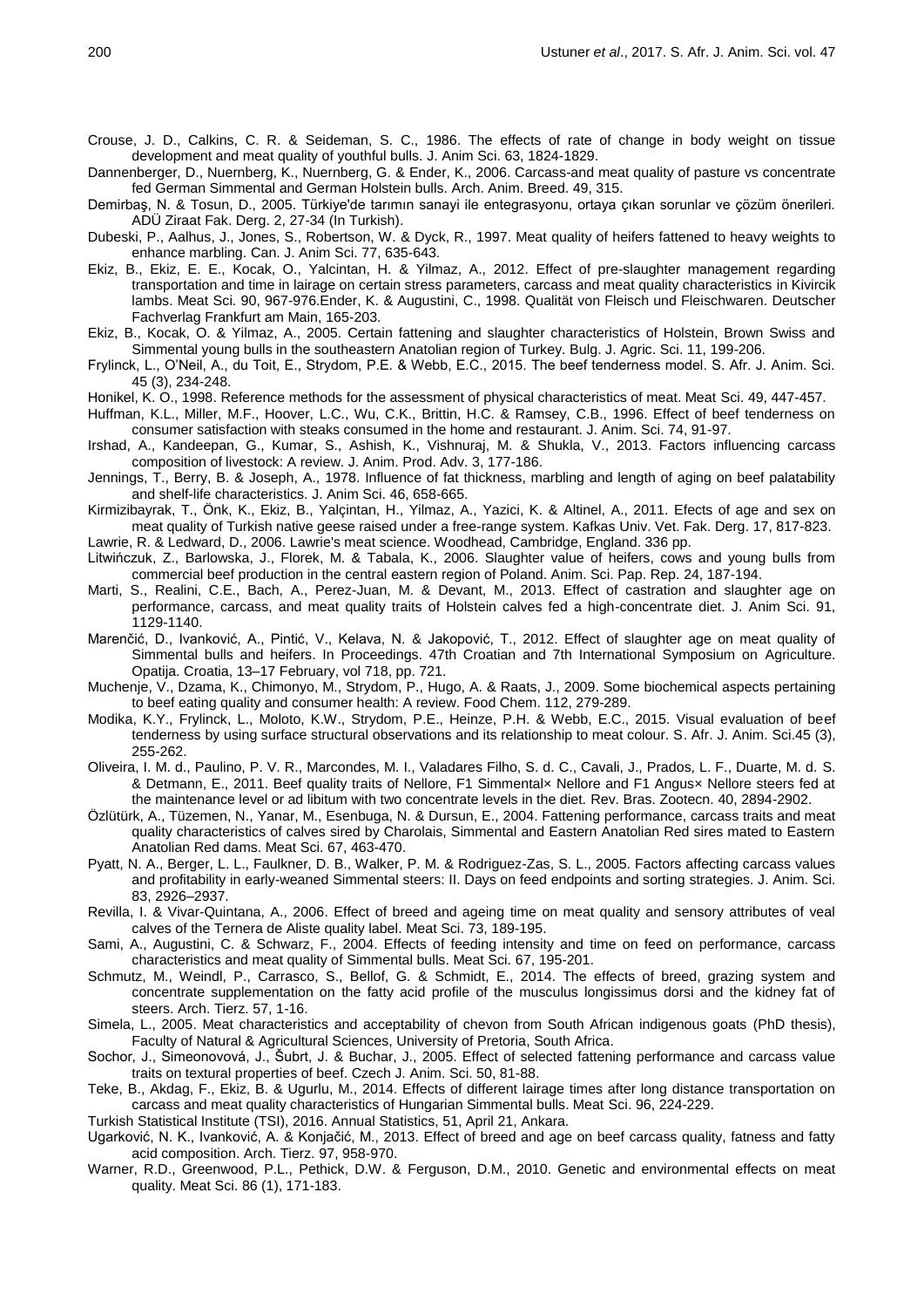Crouse, J. D., Calkins, C. R. & Seideman, S. C., 1986. The effects of rate of change in body weight on tissue development and meat quality of youthful bulls. J. Anim Sci. 63, 1824-1829.

Dannenberger, D., Nuernberg, K., Nuernberg, G. & Ender, K., 2006. Carcass-and meat quality of pasture vs concentrate fed German Simmental and German Holstein bulls. Arch. Anim. Breed. 49, 315.

Demirbaş, N. & Tosun, D., 2005. Türkiye'de tarımın sanayi ile entegrasyonu, ortaya çıkan sorunlar ve çözüm önerileri. ADÜ Ziraat Fak. Derg. 2, 27-34 (In Turkish).

Dubeski, P., Aalhus, J., Jones, S., Robertson, W. & Dyck, R., 1997. Meat quality of heifers fattened to heavy weights to enhance marbling. Can. J. Anim Sci. 77, 635-643.

Ekiz, B., Ekiz, E. E., Kocak, O., Yalcintan, H. & Yilmaz, A., 2012. Effect of pre-slaughter management regarding transportation and time in lairage on certain stress parameters, carcass and meat quality characteristics in Kivircik lambs. Meat Sci. 90, 967-976.Ender, K. & Augustini, C., 1998. Qualität von Fleisch und Fleischwaren. Deutscher Fachverlag Frankfurt am Main, 165-203.

Ekiz, B., Kocak, O. & Yilmaz, A., 2005. Certain fattening and slaughter characteristics of Holstein, Brown Swiss and Simmental young bulls in the southeastern Anatolian region of Turkey. Bulg. J. Agric. Sci. 11, 199-206.

Frylinck, L., O'Neil, A., du Toit, E., Strydom, P.E. & Webb, E.C., 2015. The beef tenderness model. S. Afr. J. Anim. Sci. 45 (3), 234-248.

Honikel, K. O., 1998. Reference methods for the assessment of physical characteristics of meat. Meat Sci. 49, 447-457.

Huffman, K.L., Miller, M.F., Hoover, L.C., Wu, C.K., Brittin, H.C. & Ramsey, C.B., 1996. Effect of beef tenderness on consumer satisfaction with steaks consumed in the home and restaurant. J. Anim. Sci. 74, 91-97.

Irshad, A., Kandeepan, G., Kumar, S., Ashish, K., Vishnuraj, M. & Shukla, V., 2013. Factors influencing carcass composition of livestock: A review. J. Anim. Prod. Adv. 3, 177-186.

Jennings, T., Berry, B. & Joseph, A., 1978. Influence of fat thickness, marbling and length of aging on beef palatability and shelf-life characteristics. J. Anim Sci. 46, 658-665.

Kirmizibayrak, T., Önk, K., Ekiz, B., Yalçintan, H., Yilmaz, A., Yazici, K. & Altinel, A., 2011. Efects of age and sex on meat quality of Turkish native geese raised under a free-range system. Kafkas Univ. Vet. Fak. Derg. 17, 817-823.

Lawrie, R. & Ledward, D., 2006. Lawrie's meat science. Woodhead, Cambridge, England. 336 pp.

Litwińczuk, Z., Barlowska, J., Florek, M. & Tabala, K., 2006. Slaughter value of heifers, cows and young bulls from commercial beef production in the central eastern region of Poland. Anim. Sci. Pap. Rep. 24, 187-194.

Marti, S., Realini, C.E., Bach, A., Perez-Juan, M. & Devant, M., 2013. Effect of castration and slaughter age on performance, carcass, and meat quality traits of Holstein calves fed a high-concentrate diet. J. Anim Sci. 91, 1129-1140.

Marenčić, D., Ivanković, A., Pintić, V., Kelava, N. & Jakopović, T., 2012. Effect of slaughter age on meat quality of Simmental bulls and heifers. In Proceedings. 47th Croatian and 7th International Symposium on Agriculture. Opatija. Croatia, 13–17 February, vol 718, pp. 721.

Muchenje, V., Dzama, K., Chimonyo, M., Strydom, P., Hugo, A. & Raats, J., 2009. Some biochemical aspects pertaining to beef eating quality and consumer health: A review. Food Chem. 112, 279-289.

Modika, K.Y., Frylinck, L., Moloto, K.W., Strydom, P.E., Heinze, P.H. & Webb, E.C., 2015. Visual evaluation of beef tenderness by using surface structural observations and its relationship to meat colour. S. Afr. J. Anim. Sci.45 (3), 255-262.

Oliveira, I. M. d., Paulino, P. V. R., Marcondes, M. I., Valadares Filho, S. d. C., Cavali, J., Prados, L. F., Duarte, M. d. S. & Detmann, E., 2011. Beef quality traits of Nellore, F1 Simmental× Nellore and F1 Angus× Nellore steers fed at the maintenance level or ad libitum with two concentrate levels in the diet. Rev. Bras. Zootecn. 40, 2894-2902.

Özlütürk, A., Tüzemen, N., Yanar, M., Esenbuga, N. & Dursun, E., 2004. Fattening performance, carcass traits and meat quality characteristics of calves sired by Charolais, Simmental and Eastern Anatolian Red sires mated to Eastern Anatolian Red dams. Meat Sci. 67, 463-470.

Pyatt, N. A., Berger, L. L., Faulkner, D. B., Walker, P. M. & Rodriguez-Zas, S. L., 2005. Factors affecting carcass values and profitability in early-weaned Simmental steers: II. Days on feed endpoints and sorting strategies. J. Anim. Sci. 83, 2926–2937.

Revilla, I. & Vivar-Quintana, A., 2006. Effect of breed and ageing time on meat quality and sensory attributes of veal calves of the Ternera de Aliste quality label. Meat Sci. 73, 189-195.

Sami, A., Augustini, C. & Schwarz, F., 2004. Effects of feeding intensity and time on feed on performance, carcass characteristics and meat quality of Simmental bulls. Meat Sci. 67, 195-201.

Schmutz, M., Weindl, P., Carrasco, S., Bellof, G. & Schmidt, E., 2014. The effects of breed, grazing system and concentrate supplementation on the fatty acid profile of the musculus longissimus dorsi and the kidney fat of steers. Arch. Tierz. 57, 1-16.

Simela, L., 2005. Meat characteristics and acceptability of chevon from South African indigenous goats (PhD thesis), Faculty of Natural & Agricultural Sciences, University of Pretoria, South Africa.

Sochor, J., Simeonovová, J., Šubrt, J. & Buchar, J., 2005. Effect of selected fattening performance and carcass value traits on textural properties of beef. Czech J. Anim. Sci. 50, 81-88.

Teke, B., Akdag, F., Ekiz, B. & Ugurlu, M., 2014. Effects of different lairage times after long distance transportation on carcass and meat quality characteristics of Hungarian Simmental bulls. Meat Sci. 96, 224-229.

Turkish Statistical Institute (TSI), 2016. Annual Statistics, 51, April 21, Ankara.

Ugarković, N. K., Ivanković, A. & Konjačić, M., 2013. Effect of breed and age on beef carcass quality, fatness and fatty acid composition. Arch. Tierz. 97, 958-970.

Warner, R.D., Greenwood, P.L., Pethick, D.W. & Ferguson, D.M., 2010. Genetic and environmental effects on meat quality. Meat Sci. 86 (1), 171-183.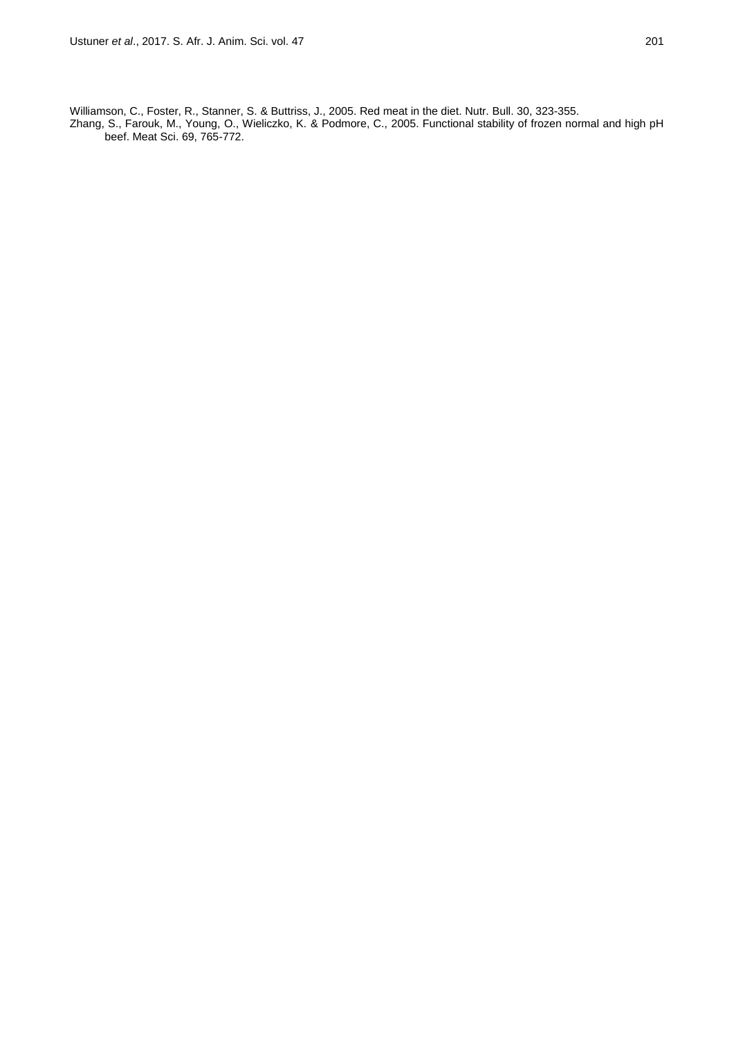Williamson, C., Foster, R., Stanner, S. & Buttriss, J., 2005. Red meat in the diet. Nutr. Bull. 30, 323-355.

Zhang, S., Farouk, M., Young, O., Wieliczko, K. & Podmore, C., 2005. Functional stability of frozen normal and high pH beef. Meat Sci. 69, 765-772.